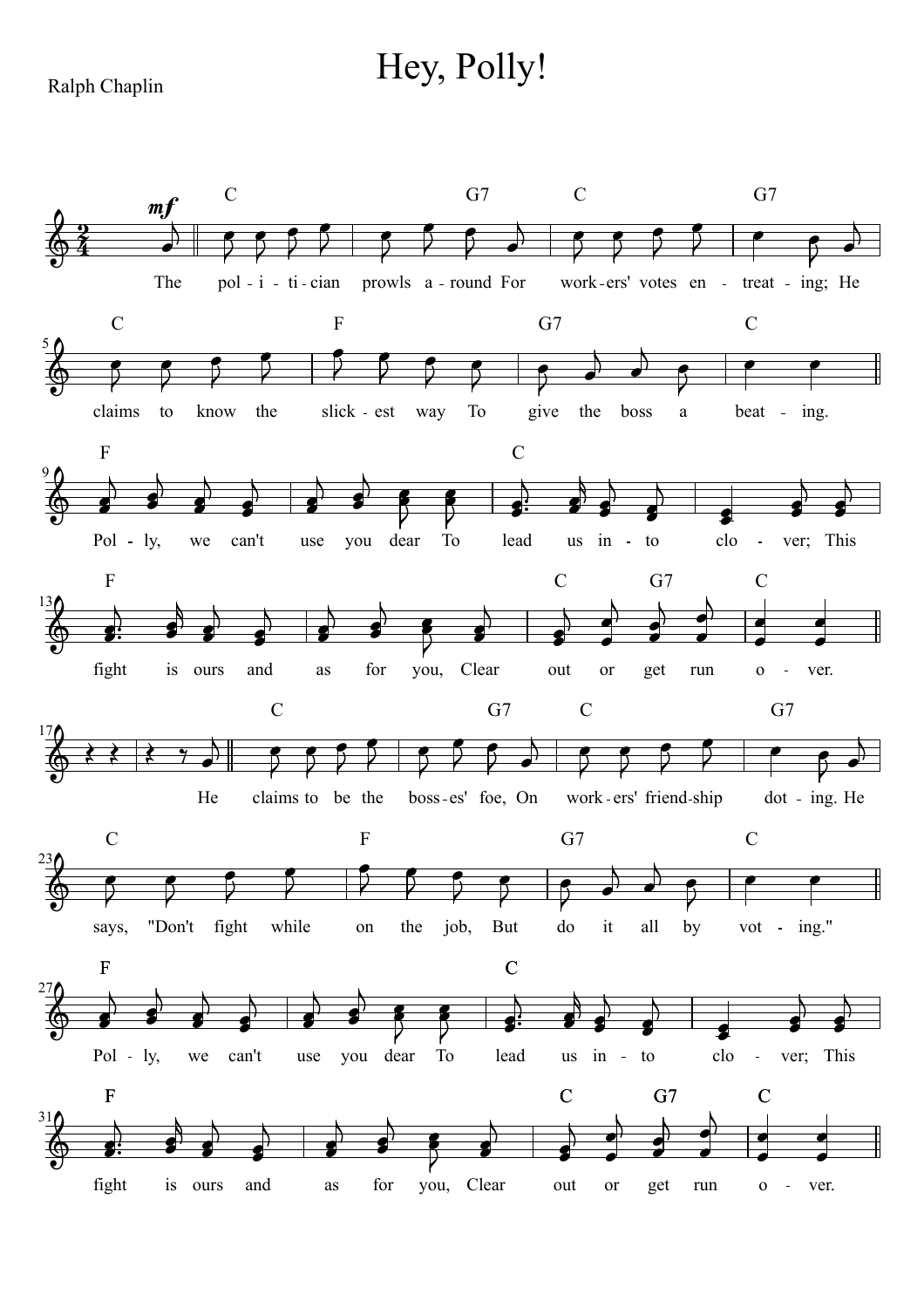# Hey, Polly!

Ralph Chaplin

The politician prowls around For workers' votes entreating; He claims to know the slickest way To give the boss a beating.

Polly, we can't use you dear To lead us into clover; This fight is ours and as for you, Clear out or get run over.

He claims to be the bosses' foe, On workers' friendship doting. He says, "Don't fight while on the job, But do it all by voting."

Polly, we can't use you dear To lead us into clover; This fight is ours and as for you, Clear out or get run over.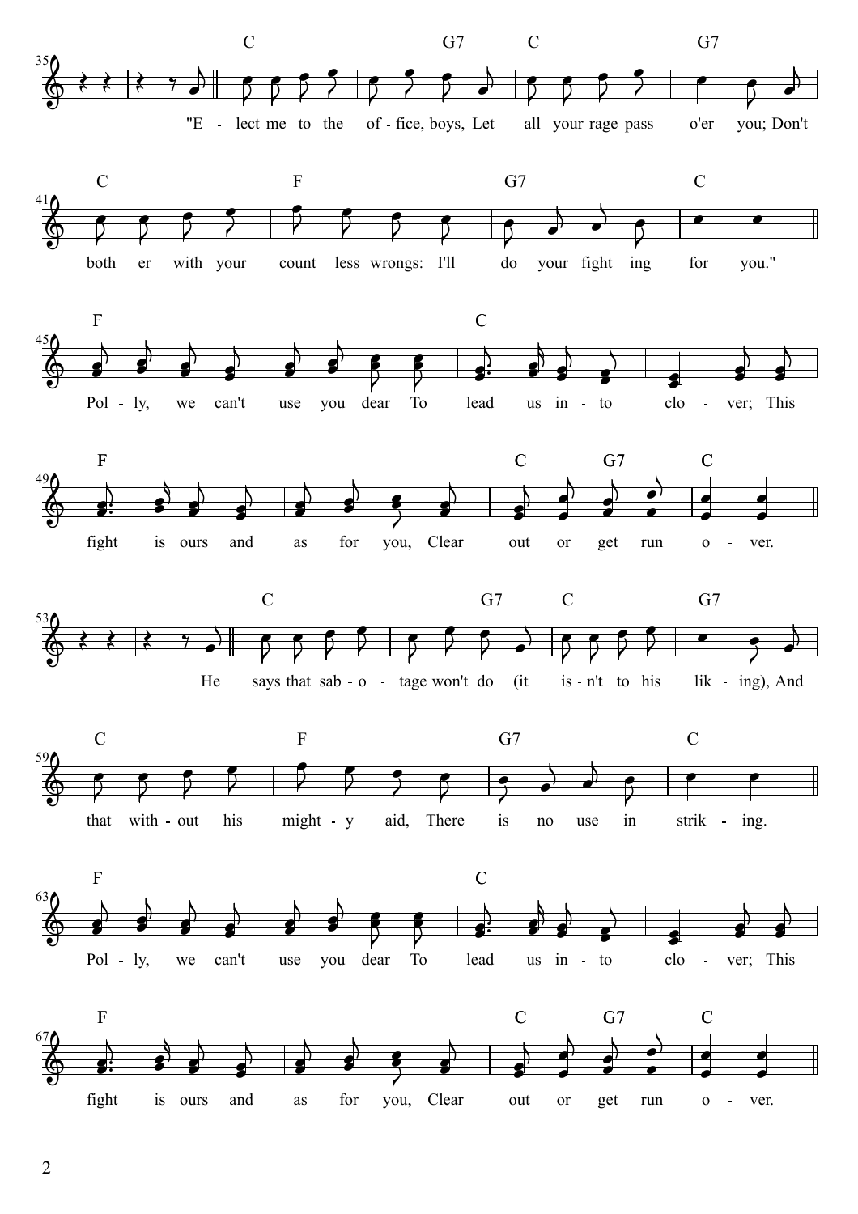"Elect me to the office, boys, Let all your rage pass o'er you; Don't bother with your countless wrongs: I'll do your fighting for you."

Polly, we can't use you dear To lead us into clover; This fight is ours and as for you, Clear out or get run over.

He says that sabotage won't do (it isn't to his liking), And that without his mighty aid, There is no use in striking.

Polly, we can't use you dear To lead us into clover; This fight is ours and as for you, Clear out or get run over.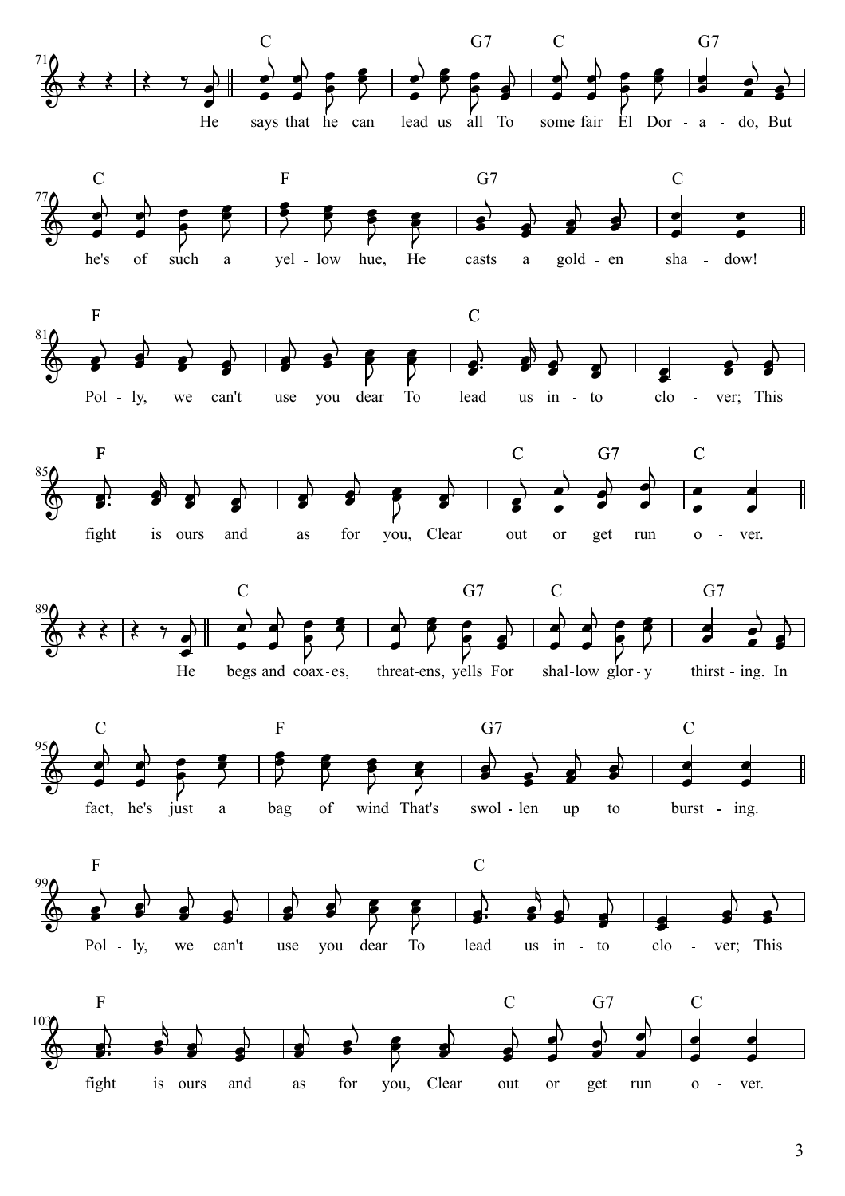C G7 C G7

He says that he can lead us all To some fair El Dor - a - do, But

C F G7 C

he's of such a yel - low hue, He casts a gold - en sha - dow!

F C

Pol - ly, we can't use you dear To lead us in - to clo - ver; This

F C G7 C

fight is ours and as for you, Clear out or get run o - ver.

C G7 C G7

He begs and coax - es, threat - ens, yells For shal - low glor - y thirst - ing. In

C F G7 C

fact, he's just a bag of wind That's swol - len up to burst - ing.

F C

Pol - ly, we can't use you dear To lead us in - to clo - ver; This

F C G7 C

fight is ours and as for you, Clear out or get run o - ver.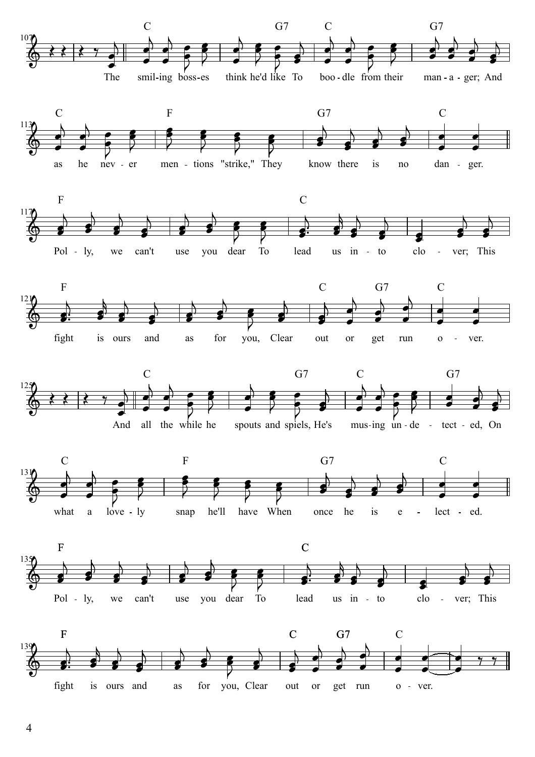The smiling bosses think he'd like To boodle from their manager; And as he never mentions "strike," They know there is no danger.

Polly, we can't use you dear To lead us into clover; This fight is ours and as for you, Clear out or get run over.

And all the while he spouts and spiels, He's musing undetected, On what a lovely snap he'll have When once he is elected.

Polly, we can't use you dear To lead us into clover; This fight is ours and as for you, Clear out or get run over.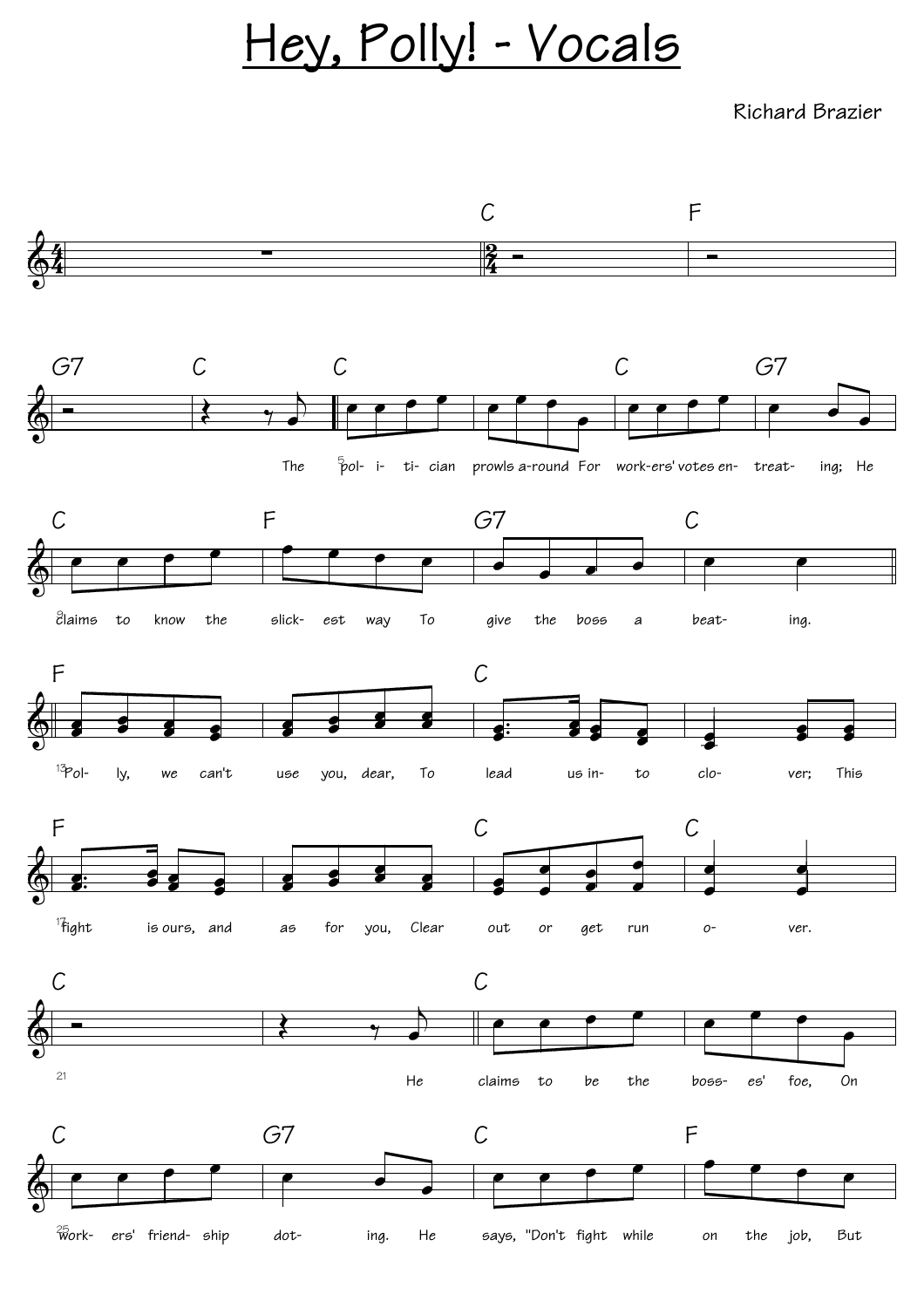# Hey, Polly! - Vocals

Richard Brazier

The politician prowls around For workers' votes entreating; He claims to know the slickest way To give the boss a beating.

Polly, we can't use you, dear, To lead us into clover; This fight is ours, and as for you, Clear out or get run over.

He claims to be the bosses' foe, On workers' friendship doting. He says, "Don't fight while on the job, But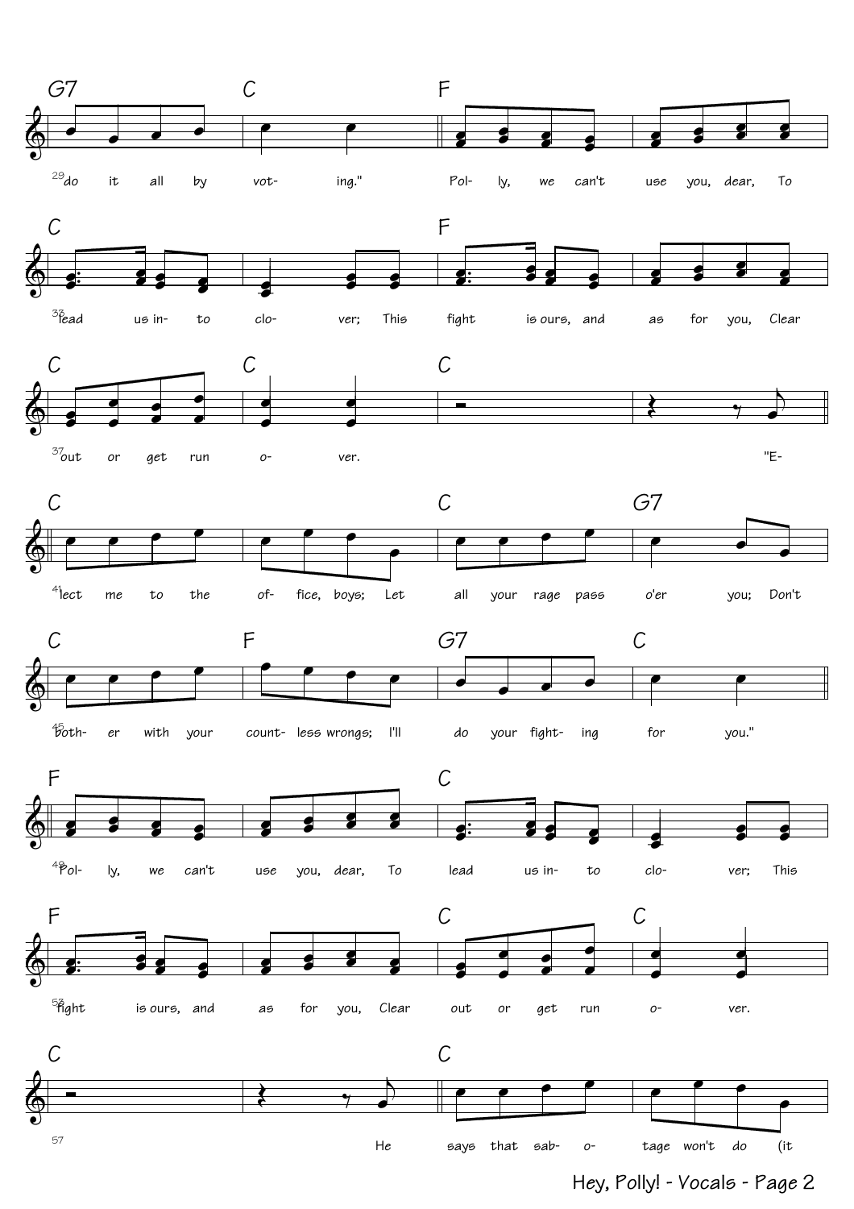G7 C F

29 do it all by vot- ing." Pol- ly, we can't use you, dear, To

C F

33 lead us in- to clo- ver; This fight is ours, and as for you, Clear

C C C

37 out or get run o- ver. "E-

C C G7

41 lect me to the of- fice, boys; Let all your rage pass o'er you; Don't

C F G7 C

45 both- er with your count- less wrongs; I'll do your fight- ing for you."

F C

49 Pol- ly, we can't use you, dear, To lead us in- to clo- ver; This

F C C

53 fight is ours, and as for you, Clear out or get run o- ver.

C C

57 He says that sab- o- tage won't do (it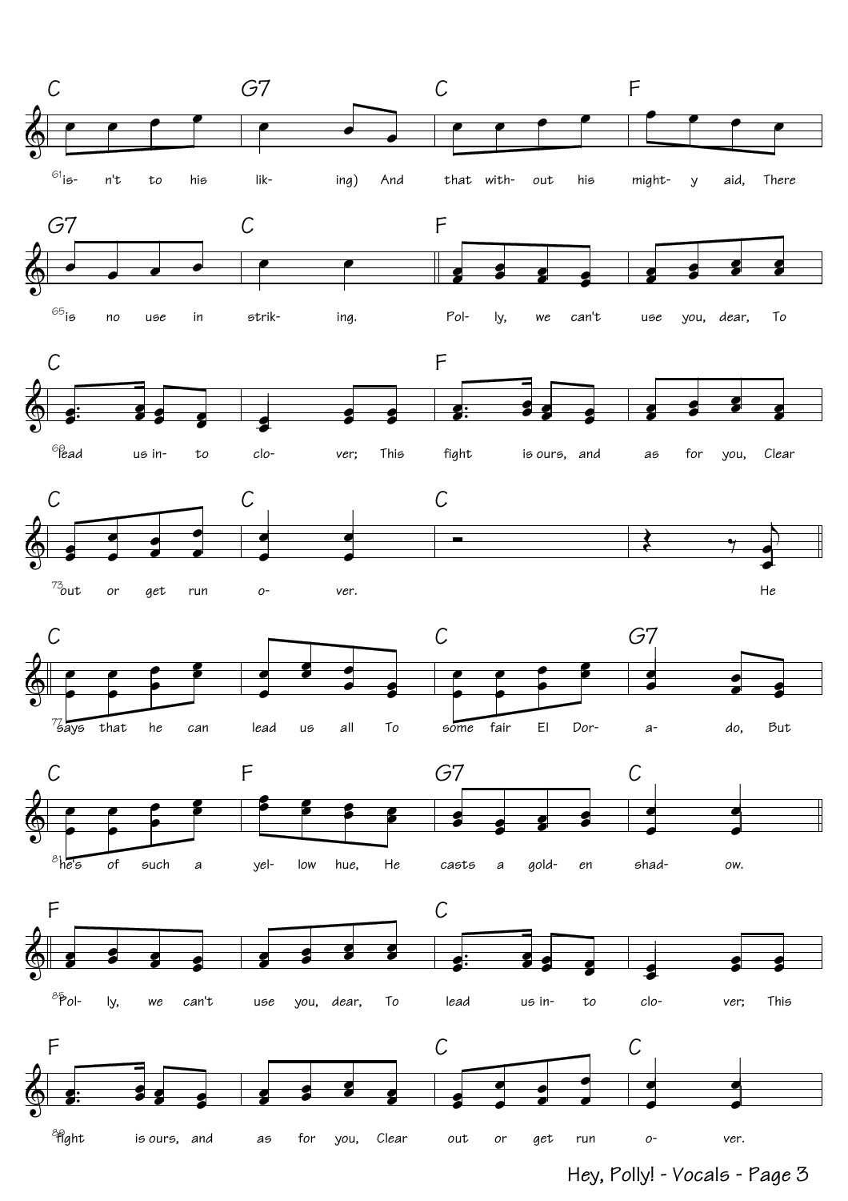61 is- n't to his lik- ing) And that with- out his might- y aid, There

65 is no use in strik- ing. Pol- ly, we can't use you, dear, To

69 lead us in- to clo- ver; This fight is ours, and as for you, Clear

73 out or get run o- ver. He

77 says that he can lead us all To some fair El Dor- a- do, But

81 he's of such a yel- low hue, He casts a gold- en shad- ow.

85 Pol- ly, we can't use you, dear, To lead us in- to clo- ver; This

89 fight is ours, and as for you, Clear out or get run o- ver.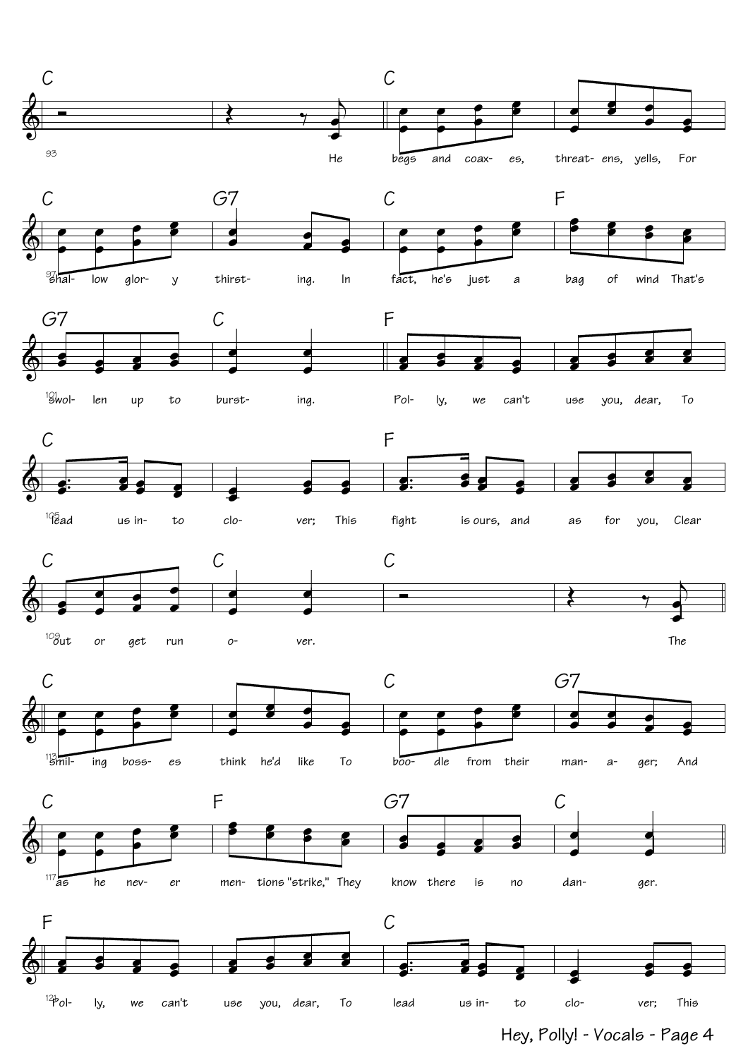C C

93 He begs and coax- es, threat- ens, yells, For

C G7 C F

97 shal- low glor- y thirst- ing. In fact, he's just a bag of wind That's

G7 C F

101 swol- len up to burst- ing. Pol- ly, we can't use you, dear, To

C F

105 lead us in- to clo- ver; This fight is ours, and as for you, Clear

C C C

109 out or get run o- ver. The

C C G7

113 smil- ing boss- es think he'd like To boo- dle from their man- a- ger; And

C F G7 C

117 as he nev- er men- tions "strike," They know there is no dan- ger.

F C

121 Pol- ly, we can't use you, dear, To lead us in- to clo- ver; This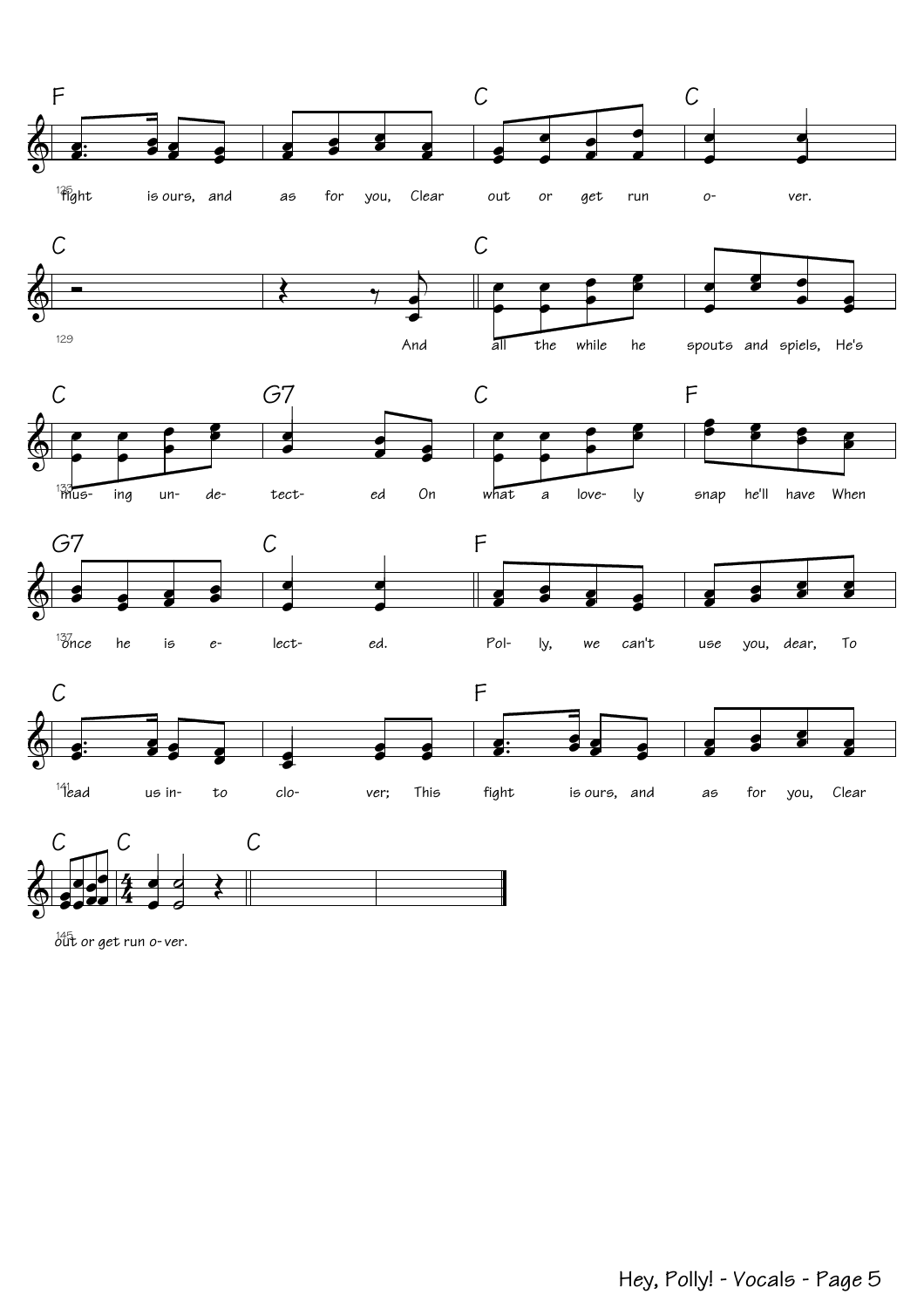F C C

125 fight is ours, and as for you, Clear out or get run o- ver.

C C

129 And all the while he spouts and spiels, He's

C G7 C F

133 mus- ing un- de- tect- ed On what a love- ly snap he'll have When

G7 C F

137 once he is e- lect- ed. Pol- ly, we can't use you, dear, To

C F

141 lead us in- to clo- ver; This fight is ours, and as for you, Clear

C C C

145 out or get run o- ver.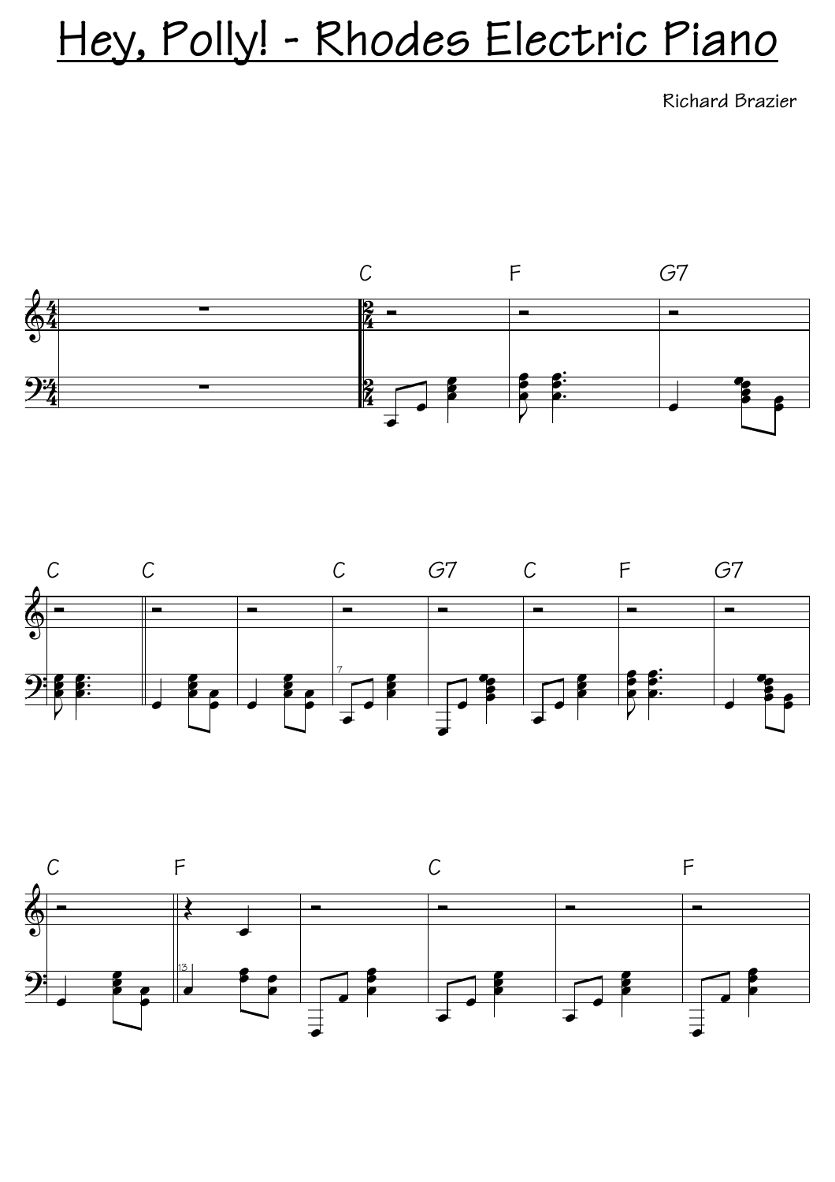# Hey, Polly! - Rhodes Electric Piano

Richard Brazier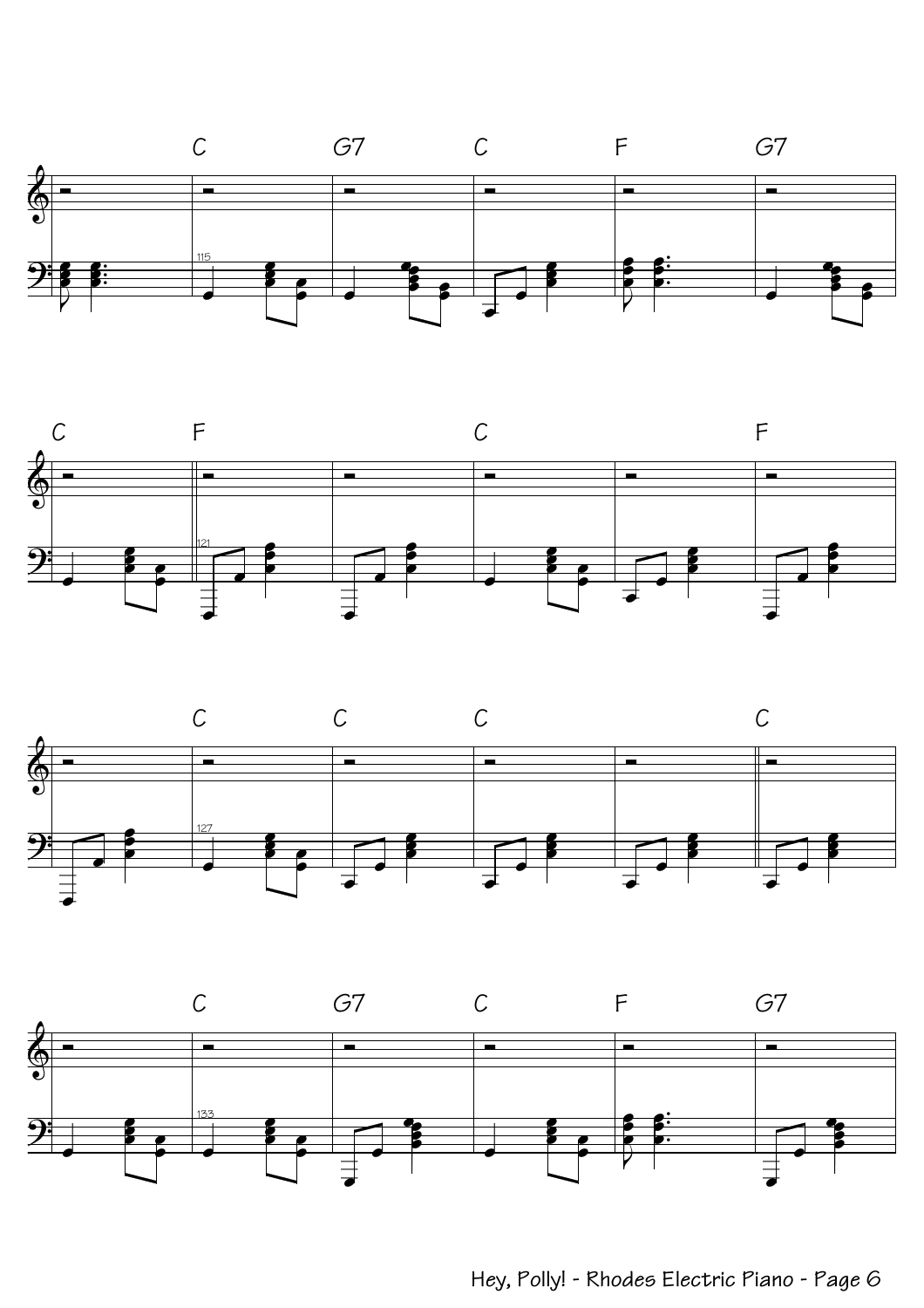C G7 C F G7

115

C F C F

121

C C C C

127

C G7 C F G7

133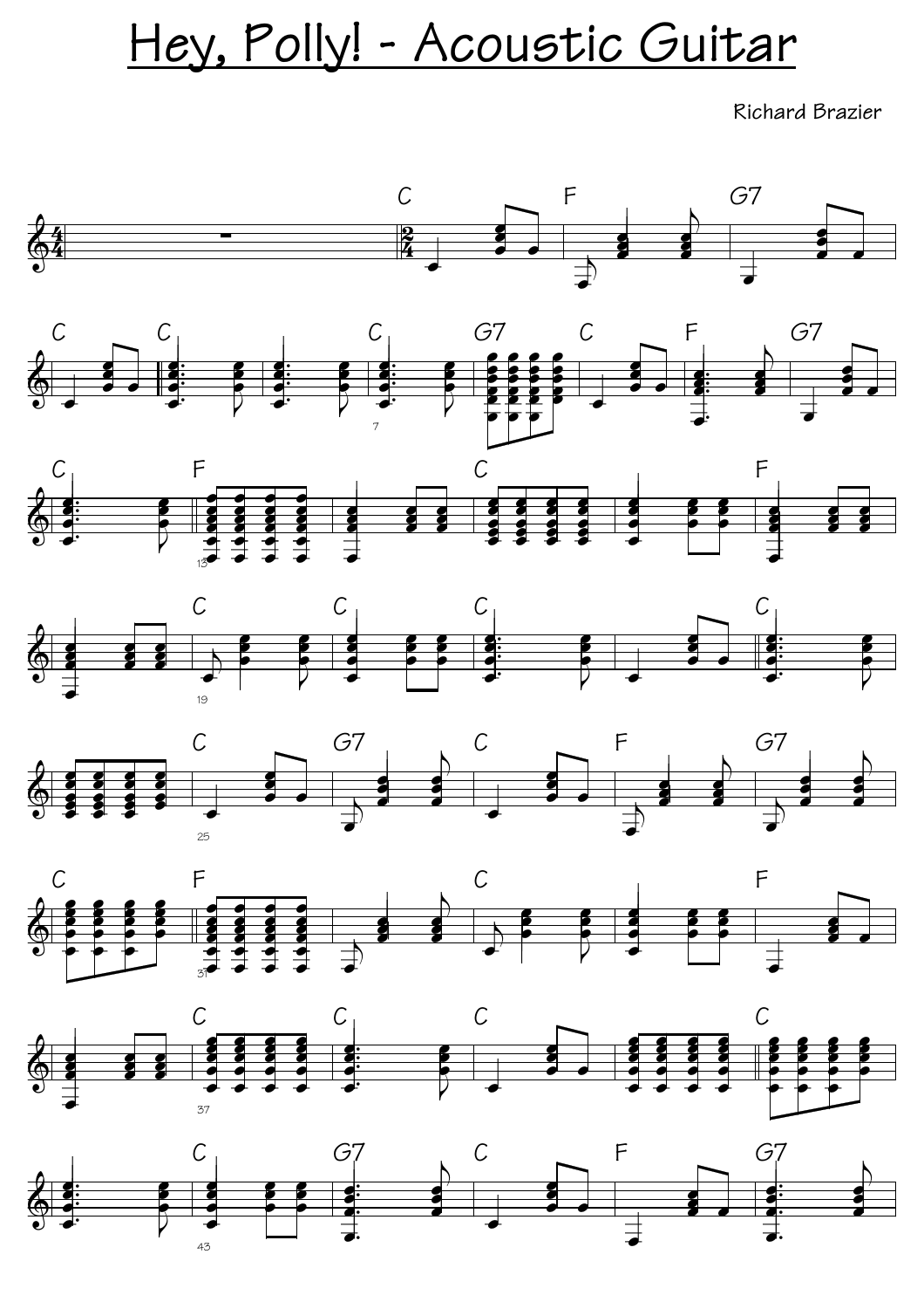# Hey, Polly! - Acoustic Guitar

Richard Brazier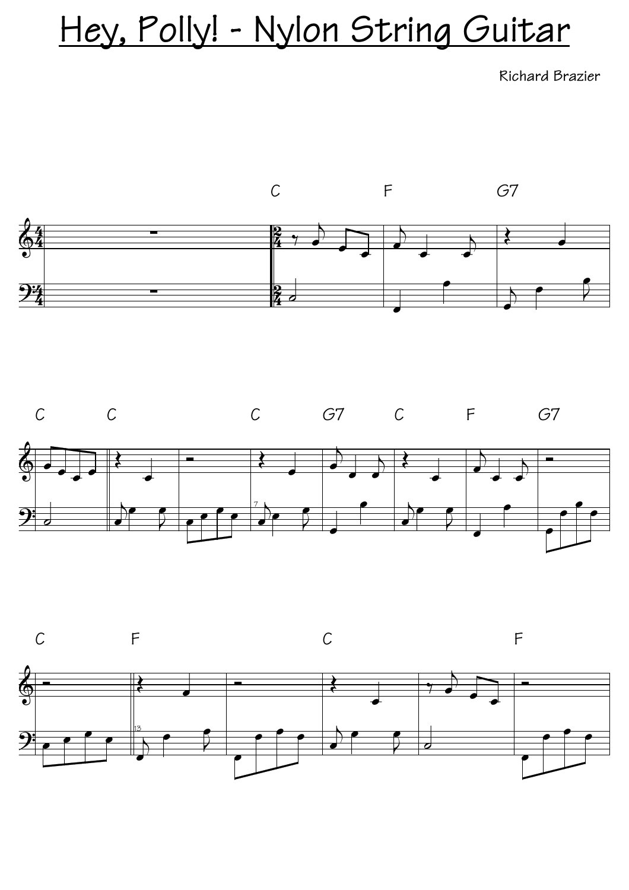# Hey, Polly! - Nylon String Guitar

Richard Brazier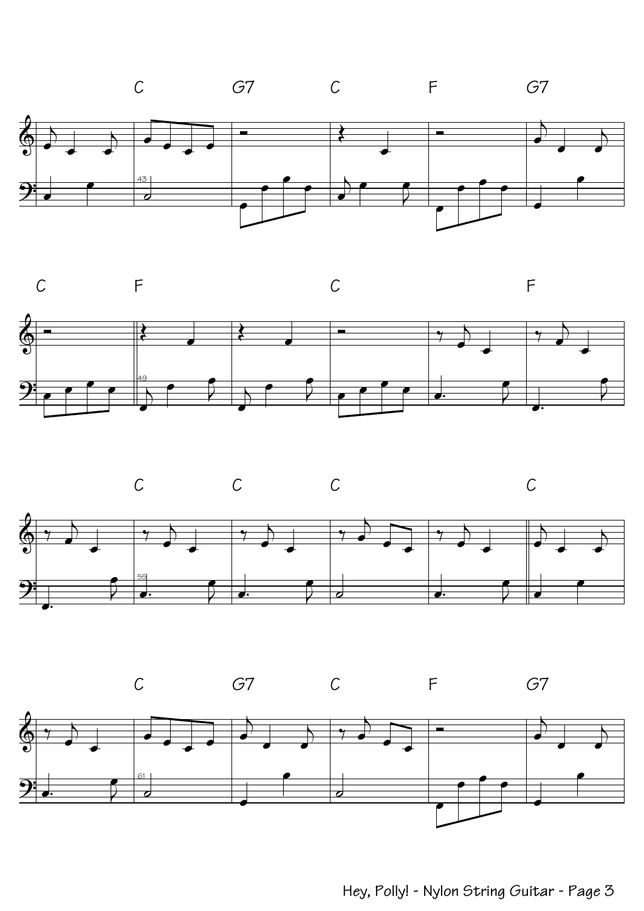C G7 C F G7

C F C F

C C C C

C G7 C F G7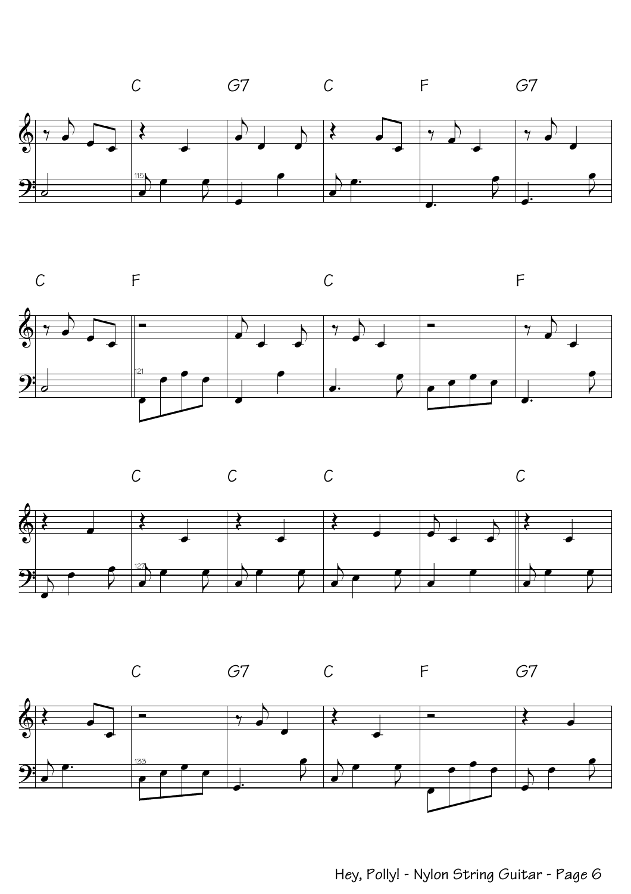C G7 C F G7

C F C F

C C C C

C G7 C F G7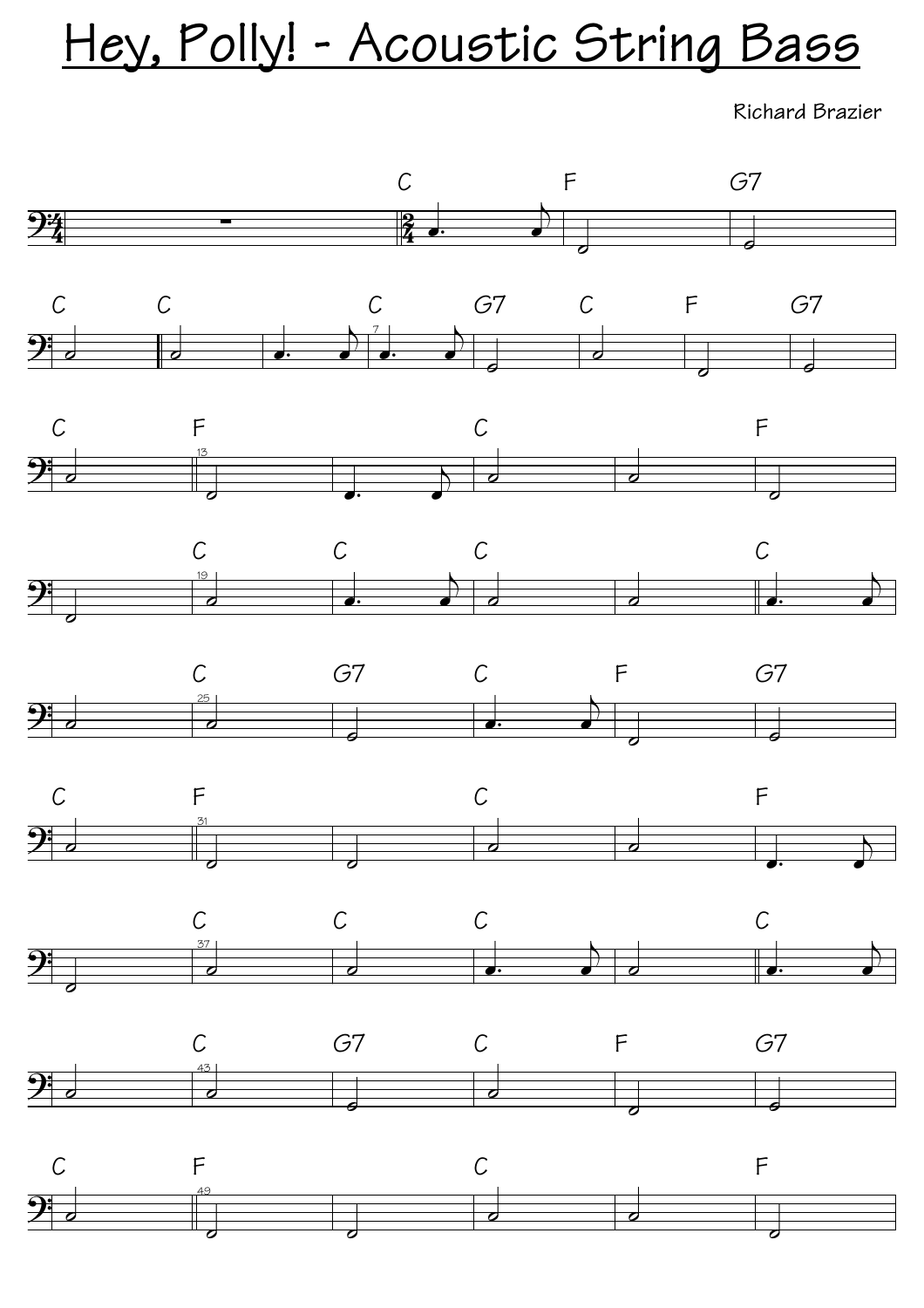# Hey, Polly! - Acoustic String Bass

Richard Brazier